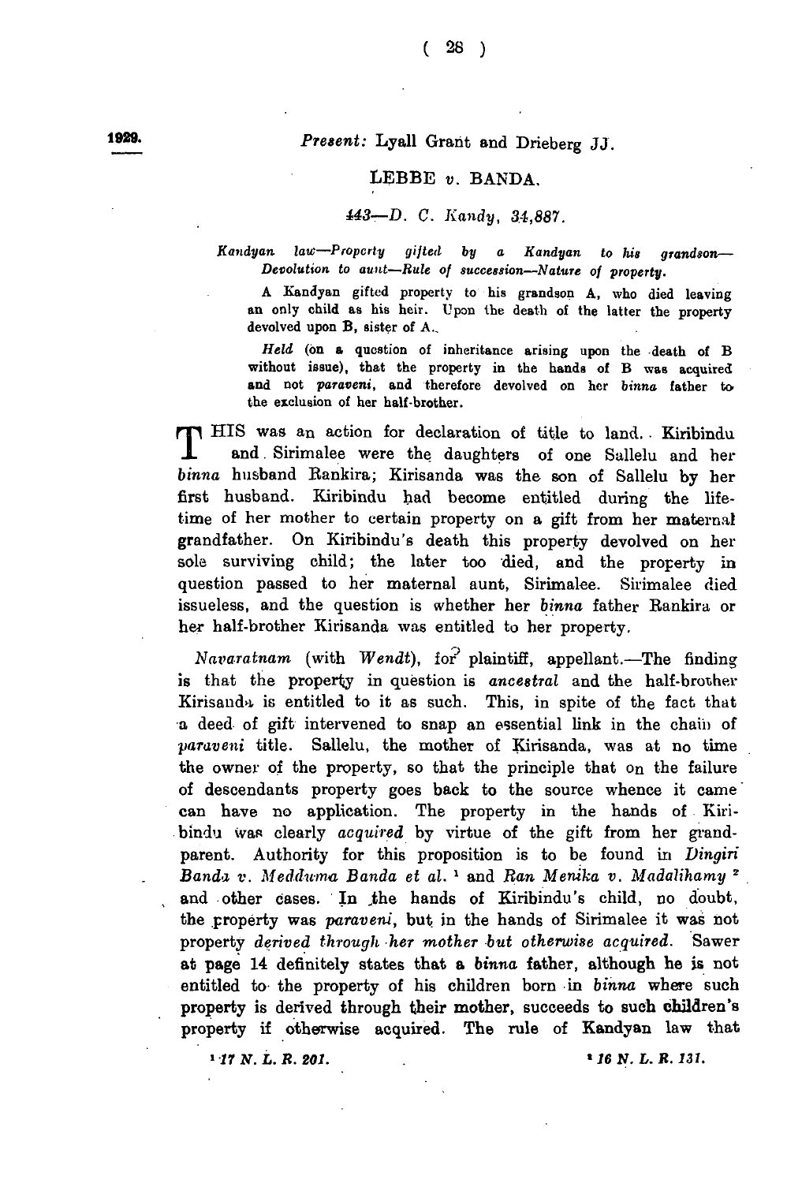1929.

*Present:* Lyall Grant and Drieberg JJ.

## LEBBE v. BANDA.

*443—D. C. Kandy, 34,887.*

*Kandyan law—Property gifted by a Kandyan to his grandson—Devolution to aunt—Rule of succession—Nature of property.*

A Kandyan gifted property to his grandson A, who died leaving an only child as his heir. Upon the death of the latter the property devolved upon B, sister of A.

*Held* (on a question of inheritance arising upon the death of B without issue), that the property in the hands of B was acquired and not *paraveni*, and therefore devolved on her *binna* father to the exclusion of her half-brother.

THIS was an action for declaration of title to land. Kiribindu and Sirimalee were the daughters of one Sallelu and her *binna* husband Rankira; Kirisanda was the son of Sallelu by her first husband. Kiribindu had become entitled during the lifetime of her mother to certain property on a gift from her maternal grandfather. On Kiribindu's death this property devolved on her sole surviving child; the later too died, and the property in question passed to her maternal aunt, Sirimalee. Sirimalee died issueless, and the question is whether her *binna* father Rankira or her half-brother Kirisanda was entitled to her property.

*Navaratnam* (with *Wendt*), for plaintiff, appellant.—The finding is that the property in question is *ancestral* and the half-brother Kirisanda is entitled to it as such. This, in spite of the fact that a deed of gift intervened to snap an essential link in the chain of *paraveni* title. Sallelu, the mother of Kirisanda, was at no time the owner of the property, so that the principle that on the failure of descendants property goes back to the source whence it came can have no application. The property in the hands of Kiribindu was clearly *acquired* by virtue of the gift from her grandparent. Authority for this proposition is to be found in *Dingiri Banda v. Meddума Banda et al.* [1] and *Ran Menika v. Madalihamy* [2] and other cases. In the hands of Kiribindu's child, no doubt, the property was *paraveni*, but in the hands of Sirimalee it was not property *derived through her mother but otherwise acquired.* Sawer at page 14 definitely states that a *binna* father, although he is not entitled to the property of his children born in *binna* where such property is derived through their mother, succeeds to such children's property if otherwise acquired. The rule of Kandyan law that

[1] 17 N. L. R. 201.

[2] 16 N. L. R. 131.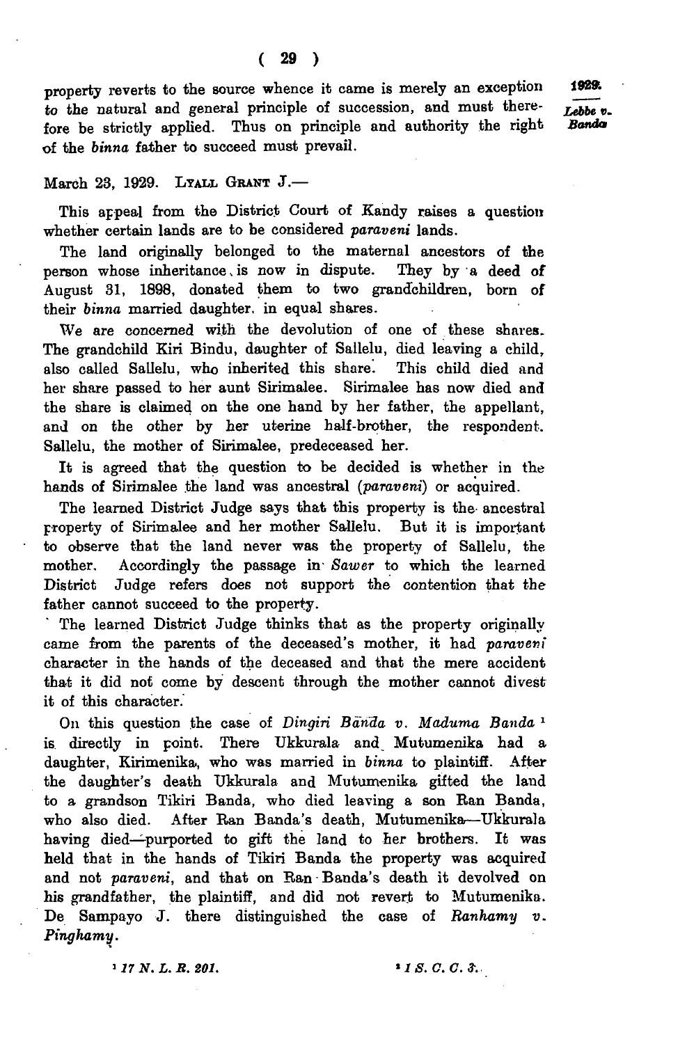property reverts to the source whence it came is merely an exception to the natural and general principle of succession, and must therefore be strictly applied. Thus on principle and authority the right of the *binna* father to succeed must prevail.

March 23, 1929. LYALL GRANT J.—

This appeal from the District Court of Kandy raises a question whether certain lands are to be considered *paraveni* lands.

The land originally belonged to the maternal ancestors of the person whose inheritance is now in dispute. They by a deed of August 31, 1898, donated them to two grandchildren, born of their *binna* married daughter, in equal shares.

We are concerned with the devolution of one of these shares. The grandchild Kiri Bindu, daughter of Sallelu, died leaving a child, also called Sallelu, who inherited this share. This child died and her share passed to her aunt Sirimalee. Sirimalee has now died and the share is claimed on the one hand by her father, the appellant, and on the other by her uterine half-brother, the respondent. Sallelu, the mother of Sirimalee, predeceased her.

It is agreed that the question to be decided is whether in the hands of Sirimalee the land was ancestral (*paraveni*) or acquired.

The learned District Judge says that this property is the ancestral property of Sirimalee and her mother Sallelu. But it is important to observe that the land never was the property of Sallelu, the mother. Accordingly the passage in *Sawer* to which the learned District Judge refers does not support the contention that the father cannot succeed to the property.

The learned District Judge thinks that as the property originally came from the parents of the deceased's mother, it had *paraveni* character in the hands of the deceased and that the mere accident that it did not come by descent through the mother cannot divest it of this character.

On this question the case of *Dingiri Banda v. Maduma Banda* [1] is directly in point. There Ukkurala and Mutumenika had a daughter, Kirimenika, who was married in *binna* to plaintiff. After the daughter's death Ukkurala and Mutumenika gifted the land to a grandson Tikiri Banda, who died leaving a son Ran Banda, who also died. After Ran Banda's death, Mutumenika—Ukkurala having died—purported to gift the land to her brothers. It was held that in the hands of Tikiri Banda the property was acquired and not *paraveni*, and that on Ran Banda's death it devolved on his grandfather, the plaintiff, and did not revert to Mutumenika. De Sampayo J. there distinguished the case of *Ranhamy v. Pinghamy*.[2]

[1] *17 N. L. R. 201.*

[2] *1 S. C. C. 3.*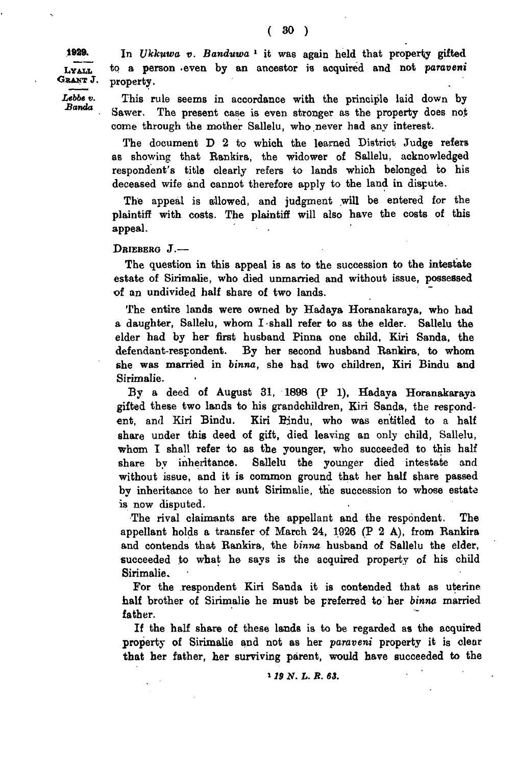In *Ukkuwa v. Banduwa* [1] it was again held that property gifted to a person even by an ancestor is acquired and not *paraveni* property.

This rule seems in accordance with the principle laid down by Sawer. The present case is even stronger as the property does not come through the mother Sallelu, who never had any interest.

The document D 2 to which the learned District Judge refers as showing that Rankira, the widower of Sallelu, acknowledged respondent's title clearly refers to lands which belonged to his deceased wife and cannot therefore apply to the land in dispute.

The appeal is allowed, and judgment will be entered for the plaintiff with costs. The plaintiff will also have the costs of this appeal.

DRIEBERG J.—

The question in this appeal is as to the succession to the intestate estate of Sirimalie, who died unmarried and without issue, possessed of an undivided half share of two lands.

The entire lands were owned by Hadaya Horanakaraya, who had a daughter, Sallelu, whom I shall refer to as the elder. Sallelu the elder had by her first husband Pinna one child, Kiri Sanda, the defendant-respondent. By her second husband Rankira, to whom she was married in *binna*, she had two children, Kiri Bindu and Sirimalie.

By a deed of August 31, 1898 (P 1), Hadaya Horanakaraya gifted these two lands to his grandchildren, Kiri Sanda, the respondent, and Kiri Bindu. Kiri Bindu, who was entitled to a half share under this deed of gift, died leaving an only child, Sallelu, whom I shall refer to as the younger, who succeeded to this half share by inheritance. Sallelu the younger died intestate and without issue, and it is common ground that her half share passed by inheritance to her aunt Sirimalie, the succession to whose estate is now disputed.

The rival claimants are the appellant and the respondent. The appellant holds a transfer of March 24, 1926 (P 2 A), from Rankira and contends that Rankira, the *binna* husband of Sallelu the elder, succeeded to what he says is the acquired property of his child Sirimalie.

For the respondent Kiri Sanda it is contended that as uterine half brother of Sirimalie he must be preferred to her *binna* married father.

If the half share of these lands is to be regarded as the acquired property of Sirimalie and not as her *paraveni* property it is clear that her father, her surviving parent, would have succeeded to the

[1] *19 N. L. R. 63.*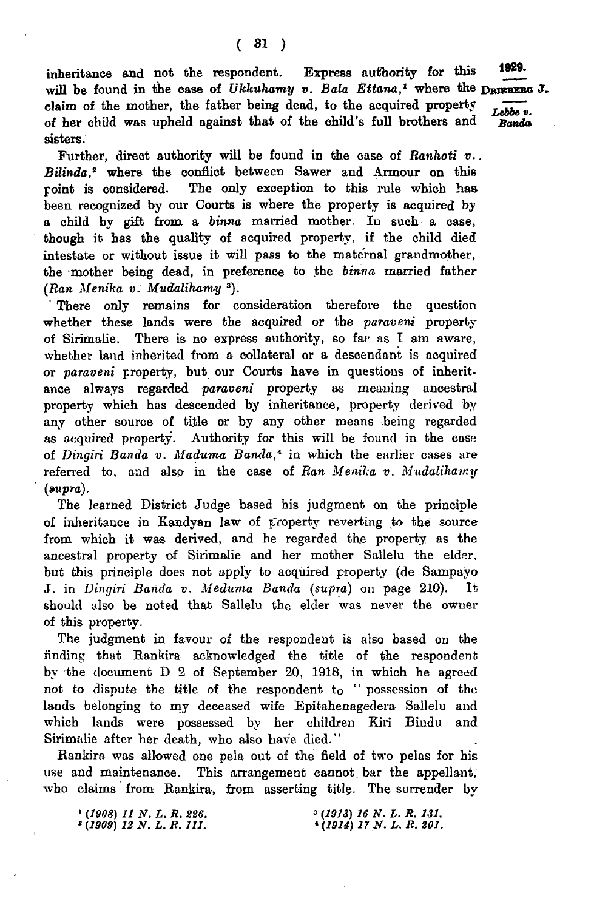inheritance and not the respondent. Express authority for this will be found in the case of *Ukkuhamy v. Bala Ettana*,[1] where the claim of the mother, the father being dead, to the acquired property of her child was upheld against that of the child's full brothers and sisters.

Further, direct authority will be found in the case of *Ranhoti v. Bilinda*,[2] where the conflict between Sawer and Armour on this point is considered. The only exception to this rule which has been recognized by our Courts is where the property is acquired by a child by gift from a *binna* married mother. In such a case, though it has the quality of acquired property, if the child died intestate or without issue it will pass to the maternal grandmother, the mother being dead, in preference to the *binna* married father (*Ran Menika v. Mudalihamy* [3]).

There only remains for consideration therefore the question whether these lands were the acquired or the *paraveni* property of Sirimalie. There is no express authority, so far as I am aware, whether land inherited from a collateral or a descendant is acquired or *paraveni* property, but our Courts have in questions of inheritance always regarded *paraveni* property as meaning ancestral property which has descended by inheritance, property derived by any other source of title or by any other means being regarded as acquired property. Authority for this will be found in the case of *Dingiri Banda v. Maduma Banda*,[4] in which the earlier cases are referred to, and also in the case of *Ran Menika v. Mudalihamy* (*supra*).

The learned District Judge based his judgment on the principle of inheritance in Kandyan law of property reverting to the source from which it was derived, and he regarded the property as the ancestral property of Sirimalie and her mother Sallelu the elder, but this principle does not apply to acquired property (de Sampayo J. in *Dingiri Banda v. Meduma Banda* (*supra*) on page 210). It should also be noted that Sallelu the elder was never the owner of this property.

The judgment in favour of the respondent is also based on the finding that Rankira acknowledged the title of the respondent by the document D 2 of September 20, 1918, in which he agreed not to dispute the title of the respondent to "possession of the lands belonging to my deceased wife Epitahenagedera Sallelu and which lands were possessed by her children Kiri Bindu and Sirimalie after her death, who also have died."

Rankira was allowed one pela out of the field of two pelas for his use and maintenance. This arrangement cannot bar the appellant, who claims from Rankira, from asserting title. The surrender by

[1] (1908) 11 N. L. R. 226.
[2] (1909) 12 N. L. R. 111.
[3] (1913) 16 N. L. R. 131.
[4] (1914) 17 N. L. R. 201.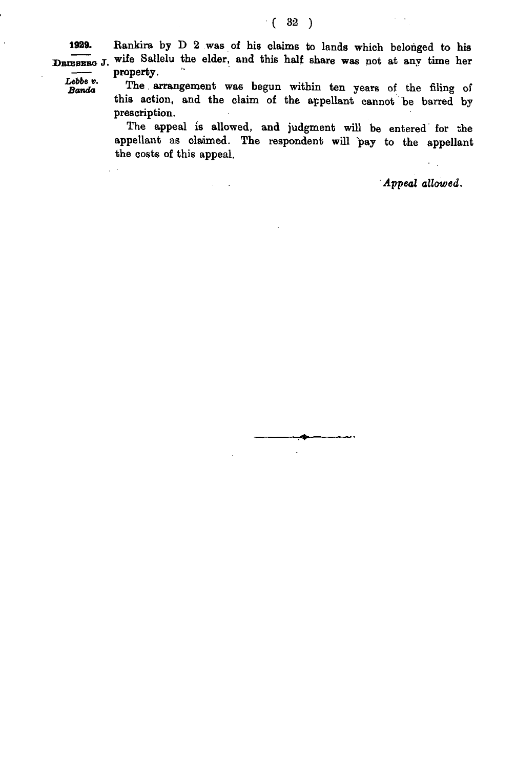Rankira by D 2 was of his claims to lands which belonged to his wife Sallelu the elder, and this half share was not at any time her property.

The arrangement was begun within ten years of the filing of this action, and the claim of the appellant cannot be barred by prescription.

The appeal is allowed, and judgment will be entered for the appellant as claimed. The respondent will pay to the appellant the costs of this appeal.

*Appeal allowed.*